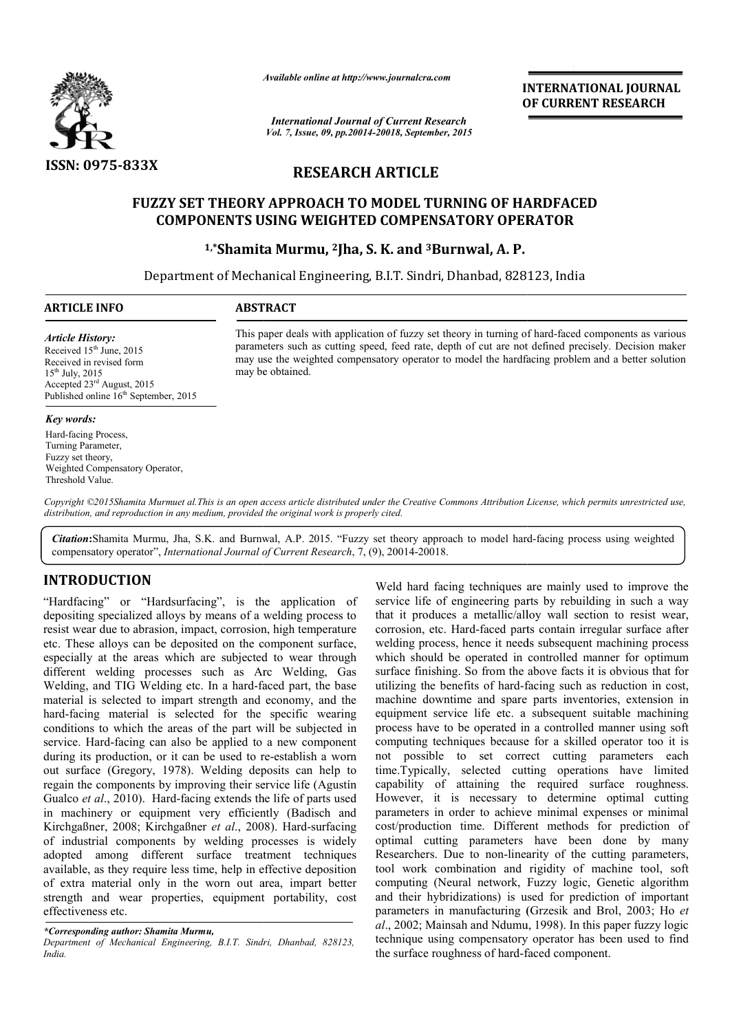ISSN: 0975-833X

*Available online at http://www.journalcra.com*

*International Journal of Current Research*
*Vol. 7, Issue, 09, pp.20014-20018, September, 2015*

**INTERNATIONAL JOURNAL OF CURRENT RESEARCH**

## RESEARCH ARTICLE

# FUZZY SET THEORY APPROACH TO MODEL TURNING OF HARDFACED COMPONENTS USING WEIGHTED COMPENSATORY OPERATOR

**[1,*]Shamita Murmu, [2]Jha, S. K. and [3]Burnwal, A. P.**

Department of Mechanical Engineering, B.I.T. Sindri, Dhanbad, 828123, India

**ARTICLE INFO**

*Article History:*
Received 15th June, 2015
Received in revised form
15th July, 2015
Accepted 23rd August, 2015
Published online 16th September, 2015

*Key words:*
Hard-facing Process,
Turning Parameter,
Fuzzy set theory,
Weighted Compensatory Operator,
Threshold Value.

**ABSTRACT**

This paper deals with application of fuzzy set theory in turning of hard-faced components as various parameters such as cutting speed, feed rate, depth of cut are not defined precisely. Decision maker may use the weighted compensatory operator to model the hardfacing problem and a better solution may be obtained.

*Copyright ©2015Shamita Murmuet al.This is an open access article distributed under the Creative Commons Attribution License, which permits unrestricted use, distribution, and reproduction in any medium, provided the original work is properly cited.*

***Citation:***Shamita Murmu, Jha, S.K. and Burnwal, A.P. 2015. "Fuzzy set theory approach to model hard-facing process using weighted compensatory operator", *International Journal of Current Research*, 7, (9), 20014-20018.

## INTRODUCTION

"Hardfacing" or "Hardsurfacing", is the application of depositing specialized alloys by means of a welding process to resist wear due to abrasion, impact, corrosion, high temperature etc. These alloys can be deposited on the component surface, especially at the areas which are subjected to wear through different welding processes such as Arc Welding, Gas Welding, and TIG Welding etc. In a hard-faced part, the base material is selected to impart strength and economy, and the hard-facing material is selected for the specific wearing conditions to which the areas of the part will be subjected in service. Hard-facing can also be applied to a new component during its production, or it can be used to re-establish a worn out surface (Gregory, 1978). Welding deposits can help to regain the components by improving their service life (Agustín Gualco *et al*., 2010). Hard-facing extends the life of parts used in machinery or equipment very efficiently (Badisch and Kirchgaßner, 2008; Kirchgaßner *et al*., 2008). Hard-surfacing of industrial components by welding processes is widely adopted among different surface treatment techniques available, as they require less time, help in effective deposition of extra material only in the worn out area, impart better strength and wear properties, equipment portability, cost effectiveness etc.

Weld hard facing techniques are mainly used to improve the service life of engineering parts by rebuilding in such a way that it produces a metallic/alloy wall section to resist wear, corrosion, etc. Hard-faced parts contain irregular surface after welding process, hence it needs subsequent machining process which should be operated in controlled manner for optimum surface finishing. So from the above facts it is obvious that for utilizing the benefits of hard-facing such as reduction in cost, machine downtime and spare parts inventories, extension in equipment service life etc. a subsequent suitable machining process have to be operated in a controlled manner using soft computing techniques because for a skilled operator too it is not possible to set correct cutting parameters each time.Typically, selected cutting operations have limited capability of attaining the required surface roughness. However, it is necessary to determine optimal cutting parameters in order to achieve minimal expenses or minimal cost/production time. Different methods for prediction of optimal cutting parameters have been done by many Researchers. Due to non-linearity of the cutting parameters, tool work combination and rigidity of machine tool, soft computing (Neural network, Fuzzy logic, Genetic algorithm and their hybridizations) is used for prediction of important parameters in manufacturing (Grzesik and Brol, 2003; Ho *et al*., 2002; Mainsah and Ndumu, 1998). In this paper fuzzy logic technique using compensatory operator has been used to find the surface roughness of hard-faced component.

**\*Corresponding author: Shamita Murmu,**
*Department of Mechanical Engineering, B.I.T. Sindri, Dhanbad, 828123, India.*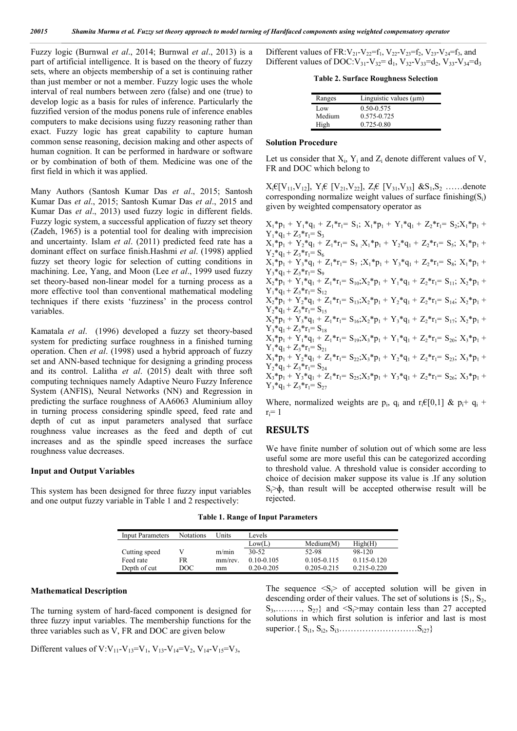Fuzzy logic (Burnwal *et al*., 2014; Burnwal *et al*., 2013) is a part of artificial intelligence. It is based on the theory of fuzzy sets, where an objects membership of a set is continuing rather than just member or not a member. Fuzzy logic uses the whole interval of real numbers between zero (false) and one (true) to develop logic as a basis for rules of inference. Particularly the fuzzified version of the modus ponens rule of inference enables computers to make decisions using fuzzy reasoning rather than exact. Fuzzy logic has great capability to capture human common sense reasoning, decision making and other aspects of human cognition. It can be performed in hardware or software or by combination of both of them. Medicine was one of the first field in which it was applied.

Many Authors (Santosh Kumar Das *et al*., 2015; Santosh Kumar Das *et al*., 2015; Santosh Kumar Das *et al*., 2015 and Kumar Das *et al*., 2013) used fuzzy logic in different fields. Fuzzy logic system, a successful application of fuzzy set theory (Zadeh, 1965) is a potential tool for dealing with imprecision and uncertainty. Islam *et al*. (2011) predicted feed rate has a dominant effect on surface finish.Hashmi *et al*. (1998) applied fuzzy set theory logic for selection of cutting conditions in machining. Lee, Yang, and Moon (Lee *et al*., 1999 used fuzzy set theory-based non-linear model for a turning process as a more effective tool than conventional mathematical modeling techniques if there exists 'fuzziness' in the process control variables.

Kamatala *et al*. (1996) developed a fuzzy set theory-based system for predicting surface roughness in a finished turning operation. Chen *et al*. (1998) used a hybrid approach of fuzzy set and ANN-based technique for designing a grinding process and its control. Lalitha *et al*. (2015) dealt with three soft computing techniques namely Adaptive Neuro Fuzzy Inference System (ANFIS), Neural Networks (NN) and Regression in predicting the surface roughness of AA6063 Aluminium alloy in turning process considering spindle speed, feed rate and depth of cut as input parameters analysed that surface roughness value increases as the feed and depth of cut increases and as the spindle speed increases the surface roughness value decreases.

### Input and Output Variables

This system has been designed for three fuzzy input variables and one output fuzzy variable in Table 1 and 2 respectively:

**Table 1. Range of Input Parameters**

| Input Parameters | Notations | Units | Levels | | |
|---|---|---|---|---|---|
| | | | Low(L) | Medium(M) | High(H) |
| Cutting speed | V | m/min | 30-52 | 52-98 | 98-120 |
| Feed rate | FR | mm/rev. | 0.10-0.105 | 0.105-0.115 | 0.115-0.120 |
| Depth of cut | DOC | mm | 0.20-0.205 | 0.205-0.215 | 0.215-0.220 |

### Mathematical Description

The turning system of hard-faced component is designed for three fuzzy input variables. The membership functions for the three variables such as V, FR and DOC are given below

Different values of V: $V_{11}$-$V_{13}$=$V_1$, $V_{13}$-$V_{14}$=$V_2$, $V_{14}$-$V_{15}$=$V_3$,

Different values of FR: $V_{21}$-$V_{22}$=$f_1$, $V_{22}$-$V_{23}$=$f_2$, $V_{23}$-$V_{24}$=$f_3$, and Different values of DOC: $V_{31}$-$V_{32}$= $d_1$, $V_{32}$-$V_{33}$=$d_2$, $V_{33}$-$V_{34}$=$d_3$

**Table 2. Surface Roughness Selection**

| Ranges | Linguistic values (μm) |
|---|---|
| Low | 0.50-0.575 |
| Medium | 0.575-0.725 |
| High | 0.725-0.80 |

### Solution Procedure

Let us consider that $X_i$, $Y_i$ and $Z_i$ denote different values of V, FR and DOC which belong to

$X_i€[V_{11},V_{12}]$, $Y_i€ [V_{21},V_{22}]$, $Z_i€ [V_{31},V_{33}]$ &$S_1$,$S_2$ ……denote corresponding normalize weight values of surface finishing($S_i$) given by weighted compensatory operator as

$X_1*p_1 + Y_1*q_1 + Z_1*r_1= S_1$; $X_1*p_1 + Y_1*q_1 + Z_2*r_1= S_2$; $X_1*p_1 + Y_1*q_1 + Z_3*r_1= S_3$

$X_1*p_1 + Y_2*q_1 + Z_1*r_1= S_4$; $X_1*p_1 + Y_2*q_1 + Z_2*r_1= S_5$; $X_1*p_1 + Y_2*q_1 + Z_3*r_1= S_6$

$X_1*p_1 + Y_3*q_1 + Z_1*r_1= S_7$; $X_1*p_1 + Y_3*q_1 + Z_2*r_1= S_8$; $X_1*p_1 + Y_3*q_1 + Z_3*r_1= S_9$

$X_2*p_1 + Y_1*q_1 + Z_1*r_1= S_{10}$; $X_2*p_1 + Y_1*q_1 + Z_2*r_1= S_{11}$; $X_2*p_1 + Y_1*q_1 + Z_3*r_1= S_{12}$

$X_2*p_1 + Y_2*q_1 + Z_1*r_1= S_{13}$; $X_2*p_1 + Y_2*q_1 + Z_2*r_1= S_{14}$; $X_2*p_1 + Y_2*q_1 + Z_3*r_1= S_{15}$

$X_2*p_1 + Y_3*q_1 + Z_1*r_1= S_{16}$; $X_2*p_1 + Y_3*q_1 + Z_2*r_1= S_{17}$; $X_2*p_1 + Y_3*q_1 + Z_3*r_1= S_{18}$

$X_3*p_1 + Y_1*q_1 + Z_1*r_1= S_{19}$; $X_3*p_1 + Y_1*q_1 + Z_2*r_1= S_{20}$; $X_3*p_1 + Y_1*q_1 + Z_3*r_1= S_{21}$

$X_3*p_1 + Y_2*q_1 + Z_1*r_1= S_{22}$; $X_3*p_1 + Y_2*q_1 + Z_2*r_1= S_{23}$; $X_3*p_1 + Y_2*q_1 + Z_3*r_1= S_{24}$

$X_3*p_1 + Y_3*q_1 + Z_1*r_1= S_{25}$; $X_3*p_1 + Y_3*q_1 + Z_2*r_1= S_{26}$; $X_3*p_1 + Y_3*q_1 + Z_3*r_1= S_{27}$

Where, normalized weights are $p_i$, $q_i$ and $r_i€[0,1]$ & $p_i+ q_i + r_i= 1$

## RESULTS

We have finite number of solution out of which some are less useful some are more useful this can be categorized according to threshold value. A threshold value is consider according to choice of decision maker suppose its value is .If any solution $S_i>\phi$, than result will be accepted otherwise result will be rejected.

The sequence $<S_i>$ of accepted solution will be given in descending order of their values. The set of solutions is $\{S_1, S_2, S_3,………, S_{27}\}$ and $<S_i>$may contain less than 27 accepted solutions in which first solution is inferior and last is most superior.$\{ S_{i1}, S_{i2}, S_{i3}………………………S_{i27}\}$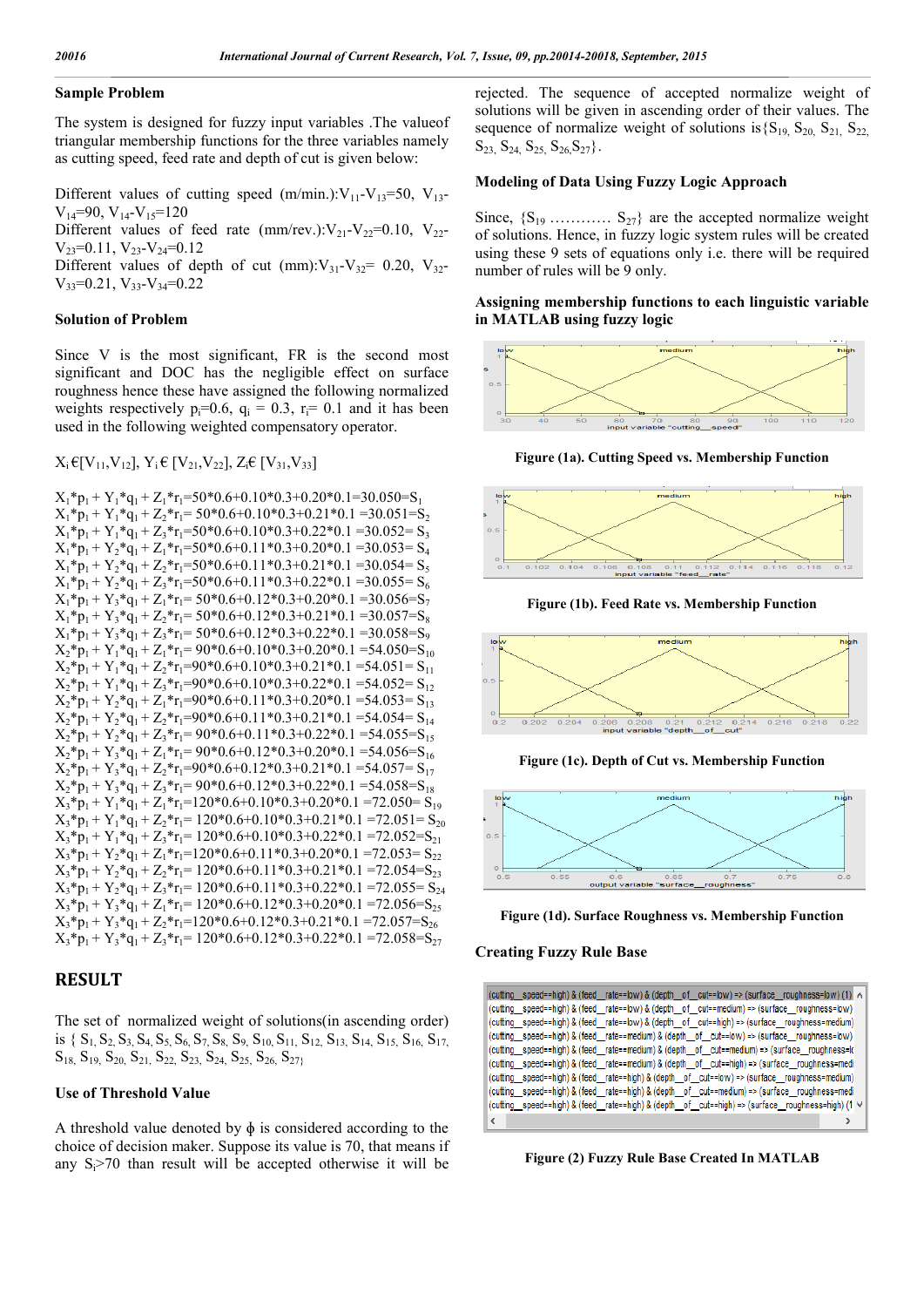### Sample Problem

The system is designed for fuzzy input variables .The valueof triangular membership functions for the three variables namely as cutting speed, feed rate and depth of cut is given below:

Different values of cutting speed (m/min.):$V_{11}$-$V_{13}$=50, $V_{13}$-$V_{14}$=90, $V_{14}$-$V_{15}$=120
Different values of feed rate (mm/rev.):$V_{21}$-$V_{22}$=0.10, $V_{22}$-$V_{23}$=0.11, $V_{23}$-$V_{24}$=0.12
Different values of depth of cut (mm):$V_{31}$-$V_{32}$= 0.20, $V_{32}$-$V_{33}$=0.21, $V_{33}$-$V_{34}$=0.22

### Solution of Problem

Since V is the most significant, FR is the second most significant and DOC has the negligible effect on surface roughness hence these have assigned the following normalized weights respectively $p_i$=0.6, $q_i$ = 0.3, $r_i$= 0.1 and it has been used in the following weighted compensatory operator.

$X_i \in [V_{11},V_{12}]$, $Y_i \in [V_{21},V_{22}]$, $Z_i \in [V_{31},V_{33}]$

$X_1*p_1 + Y_1*q_1 + Z_1*r_1$=50*0.6+0.10*0.3+0.20*0.1=30.050=$S_1$
$X_1*p_1 + Y_1*q_1 + Z_2*r_1$= 50*0.6+0.10*0.3+0.21*0.1 =30.051=$S_2$
$X_1*p_1 + Y_1*q_1 + Z_3*r_1$=50*0.6+0.10*0.3+0.22*0.1 =30.052= $S_3$
$X_1*p_1 + Y_2*q_1 + Z_1*r_1$=50*0.6+0.11*0.3+0.20*0.1 =30.053= $S_4$
$X_1*p_1 + Y_2*q_1 + Z_2*r_1$=50*0.6+0.11*0.3+0.21*0.1 =30.054= $S_5$
$X_1*p_1 + Y_2*q_1 + Z_3*r_1$=50*0.6+0.11*0.3+0.22*0.1 =30.055= $S_6$
$X_1*p_1 + Y_3*q_1 + Z_1*r_1$= 50*0.6+0.12*0.3+0.20*0.1 =30.056=$S_7$
$X_1*p_1 + Y_3*q_1 + Z_2*r_1$= 50*0.6+0.12*0.3+0.21*0.1 =30.057=$S_8$
$X_1*p_1 + Y_3*q_1 + Z_3*r_1$= 50*0.6+0.12*0.3+0.22*0.1 =30.058=$S_9$
$X_2*p_1 + Y_1*q_1 + Z_1*r_1$= 90*0.6+0.10*0.3+0.20*0.1 =54.050=$S_{10}$
$X_2*p_1 + Y_1*q_1 + Z_2*r_1$=90*0.6+0.10*0.3+0.21*0.1 =54.051= $S_{11}$
$X_2*p_1 + Y_1*q_1 + Z_3*r_1$=90*0.6+0.10*0.3+0.22*0.1 =54.052= $S_{12}$
$X_2*p_1 + Y_2*q_1 + Z_1*r_1$=90*0.6+0.11*0.3+0.20*0.1 =54.053= $S_{13}$
$X_2*p_1 + Y_2*q_1 + Z_2*r_1$=90*0.6+0.11*0.3+0.21*0.1 =54.054= $S_{14}$
$X_2*p_1 + Y_2*q_1 + Z_3*r_1$= 90*0.6+0.11*0.3+0.22*0.1 =54.055= $S_{15}$
$X_2*p_1 + Y_3*q_1 + Z_1*r_1$= 90*0.6+0.12*0.3+0.20*0.1 =54.056=$S_{16}$
$X_2*p_1 + Y_3*q_1 + Z_2*r_1$=90*0.6+0.12*0.3+0.21*0.1 =54.057= $S_{17}$
$X_2*p_1 + Y_3*q_1 + Z_3*r_1$= 90*0.6+0.12*0.3+0.22*0.1 =54.058=$S_{18}$
$X_3*p_1 + Y_1*q_1 + Z_1*r_1$=120*0.6+0.10*0.3+0.20*0.1 =72.050= $S_{19}$
$X_3*p_1 + Y_1*q_1 + Z_2*r_1$= 120*0.6+0.10*0.3+0.21*0.1 =72.051= $S_{20}$
$X_3*p_1 + Y_1*q_1 + Z_3*r_1$= 120*0.6+0.10*0.3+0.22*0.1 =72.052=$S_{21}$
$X_3*p_1 + Y_2*q_1 + Z_1*r_1$=120*0.6+0.11*0.3+0.20*0.1 =72.053= $S_{22}$
$X_3*p_1 + Y_2*q_1 + Z_2*r_1$= 120*0.6+0.11*0.3+0.21*0.1 =72.054=$S_{23}$
$X_3*p_1 + Y_2*q_1 + Z_3*r_1$= 120*0.6+0.11*0.3+0.22*0.1 =72.055= $S_{24}$
$X_3*p_1 + Y_3*q_1 + Z_1*r_1$= 120*0.6+0.12*0.3+0.20*0.1 =72.056= $S_{25}$
$X_3*p_1 + Y_3*q_1 + Z_2*r_1$=120*0.6+0.12*0.3+0.21*0.1 =72.057=$S_{26}$
$X_3*p_1 + Y_3*q_1 + Z_3*r_1$= 120*0.6+0.12*0.3+0.22*0.1 =72.058=$S_{27}$

## RESULT

The set of normalized weight of solutions(in ascending order) is { $S_1$, $S_2$, $S_3$, $S_4$, $S_5$, $S_6$, $S_7$, $S_8$, $S_9$, $S_{10}$, $S_{11}$, $S_{12}$, $S_{13}$, $S_{14}$, $S_{15}$, $S_{16}$, $S_{17}$, $S_{18}$, $S_{19}$, $S_{20}$, $S_{21}$, $S_{22}$, $S_{23}$, $S_{24}$, $S_{25}$, $S_{26}$, $S_{27}$}

### Use of Threshold Value

A threshold value denoted by $\phi$ is considered according to the choice of decision maker. Suppose its value is 70, that means if any $S_i$>70 than result will be accepted otherwise it will be rejected. The sequence of accepted normalize weight of solutions will be given in ascending order of their values. The sequence of normalize weight of solutions is{$S_{19}$, $S_{20}$, $S_{21}$, $S_{22}$, $S_{23}$, $S_{24}$, $S_{25}$, $S_{26}$,$S_{27}$}.

### Modeling of Data Using Fuzzy Logic Approach

Since, {$S_{19}$ ………… $S_{27}$} are the accepted normalize weight of solutions. Hence, in fuzzy logic system rules will be created using these 9 sets of equations only i.e. there will be required number of rules will be 9 only.

### Assigning membership functions to each linguistic variable in MATLAB using fuzzy logic

Figure (1a). Cutting Speed vs. Membership Function

Figure (1b). Feed Rate vs. Membership Function

Figure (1c). Depth of Cut vs. Membership Function

Figure (1d). Surface Roughness vs. Membership Function

### Creating Fuzzy Rule Base

Figure (2) Fuzzy Rule Base Created In MATLAB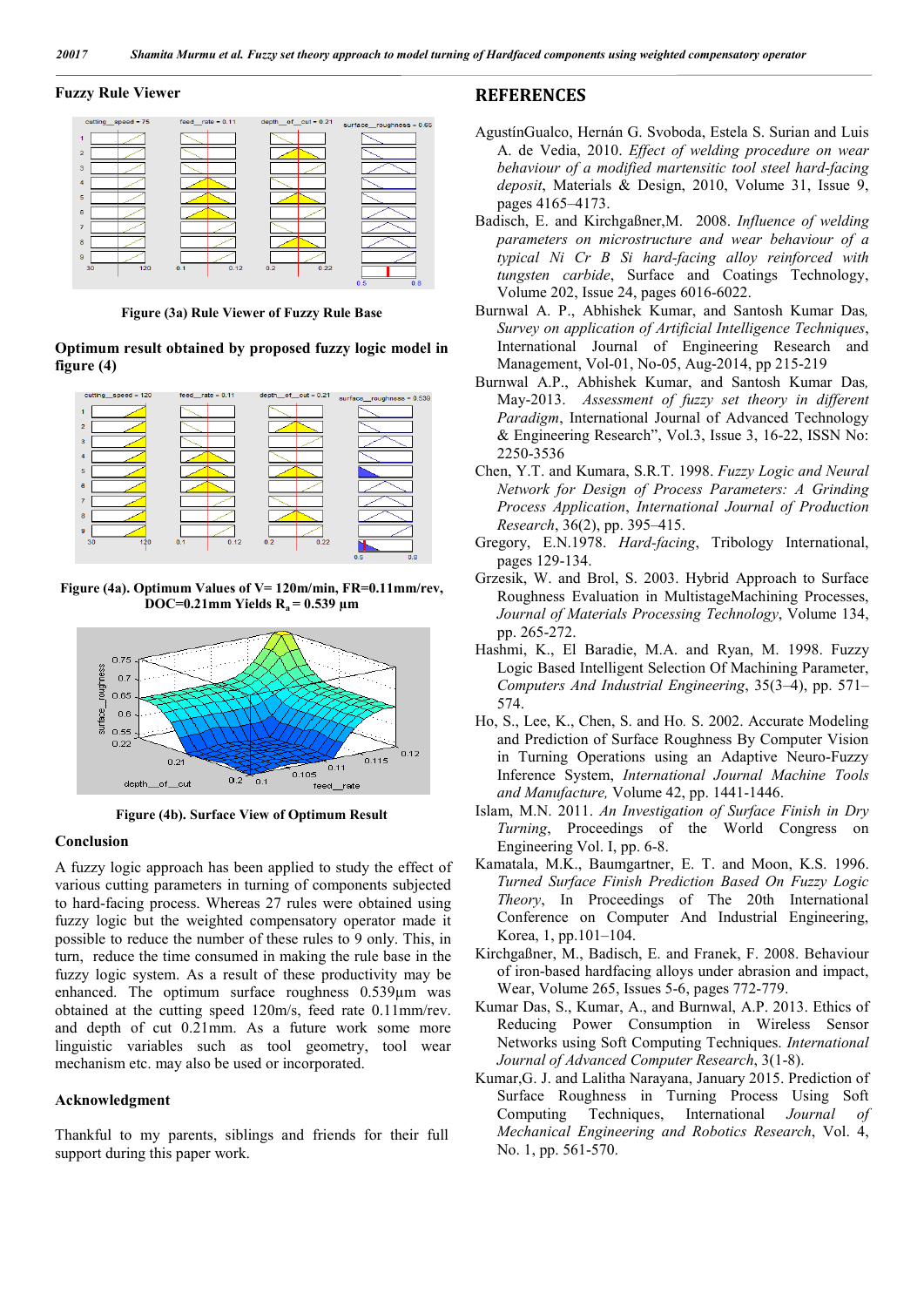**Fuzzy Rule Viewer**

Figure (3a) Rule Viewer of Fuzzy Rule Base

**Optimum result obtained by proposed fuzzy logic model in figure (4)**

Figure (4a). Optimum Values of V= 120m/min, FR=0.11mm/rev, DOC=0.21mm Yields $R_a$ = 0.539 µm

Figure (4b). Surface View of Optimum Result

**Conclusion**

A fuzzy logic approach has been applied to study the effect of various cutting parameters in turning of components subjected to hard-facing process. Whereas 27 rules were obtained using fuzzy logic but the weighted compensatory operator made it possible to reduce the number of these rules to 9 only. This, in turn, reduce the time consumed in making the rule base in the fuzzy logic system. As a result of these productivity may be enhanced. The optimum surface roughness 0.539µm was obtained at the cutting speed 120m/s, feed rate 0.11mm/rev. and depth of cut 0.21mm. As a future work some more linguistic variables such as tool geometry, tool wear mechanism etc. may also be used or incorporated.

**Acknowledgment**

Thankful to my parents, siblings and friends for their full support during this paper work.

## REFERENCES

AgustínGualco, Hernán G. Svoboda, Estela S. Surian and Luis A. de Vedia, 2010. *Effect of welding procedure on wear behaviour of a modified martensitic tool steel hard-facing deposit*, Materials & Design, 2010, Volume 31, Issue 9, pages 4165–4173.

Badisch, E. and Kirchgaßner,M. 2008. *Influence of welding parameters on microstructure and wear behaviour of a typical Ni Cr B Si hard-facing alloy reinforced with tungsten carbide*, Surface and Coatings Technology, Volume 202, Issue 24, pages 6016-6022.

Burnwal A. P., Abhishek Kumar, and Santosh Kumar Das, *Survey on application of Artificial Intelligence Techniques*, International Journal of Engineering Research and Management, Vol-01, No-05, Aug-2014, pp 215-219

Burnwal A.P., Abhishek Kumar, and Santosh Kumar Das, May-2013. *Assessment of fuzzy set theory in different Paradigm*, International Journal of Advanced Technology & Engineering Research", Vol.3, Issue 3, 16-22, ISSN No: 2250-3536

Chen, Y.T. and Kumara, S.R.T. 1998. *Fuzzy Logic and Neural Network for Design of Process Parameters: A Grinding Process Application*, *International Journal of Production Research*, 36(2), pp. 395–415.

Gregory, E.N.1978. *Hard-facing*, Tribology International, pages 129-134.

Grzesik, W. and Brol, S. 2003. Hybrid Approach to Surface Roughness Evaluation in MultistageMachining Processes, *Journal of Materials Processing Technology*, Volume 134, pp. 265-272.

Hashmi, K., El Baradie, M.A. and Ryan, M. 1998. Fuzzy Logic Based Intelligent Selection Of Machining Parameter, *Computers And Industrial Engineering*, 35(3–4), pp. 571–574.

Ho, S., Lee, K., Chen, S. and Ho. S. 2002. Accurate Modeling and Prediction of Surface Roughness By Computer Vision in Turning Operations using an Adaptive Neuro-Fuzzy Inference System, *International Journal Machine Tools and Manufacture,* Volume 42, pp. 1441-1446.

Islam, M.N. 2011. *An Investigation of Surface Finish in Dry Turning*, Proceedings of the World Congress on Engineering Vol. I, pp. 6-8.

Kamatala, M.K., Baumgartner, E. T. and Moon, K.S. 1996. *Turned Surface Finish Prediction Based On Fuzzy Logic Theory*, In Proceedings of The 20th International Conference on Computer And Industrial Engineering, Korea, 1, pp.101–104.

Kirchgaßner, M., Badisch, E. and Franek, F. 2008. Behaviour of iron-based hardfacing alloys under abrasion and impact, Wear, Volume 265, Issues 5-6, pages 772-779.

Kumar Das, S., Kumar, A., and Burnwal, A.P. 2013. Ethics of Reducing Power Consumption in Wireless Sensor Networks using Soft Computing Techniques. *International Journal of Advanced Computer Research*, 3(1-8).

Kumar,G. J. and Lalitha Narayana, January 2015. Prediction of Surface Roughness in Turning Process Using Soft Computing Techniques, International *Journal of Mechanical Engineering and Robotics Research*, Vol. 4, No. 1, pp. 561-570.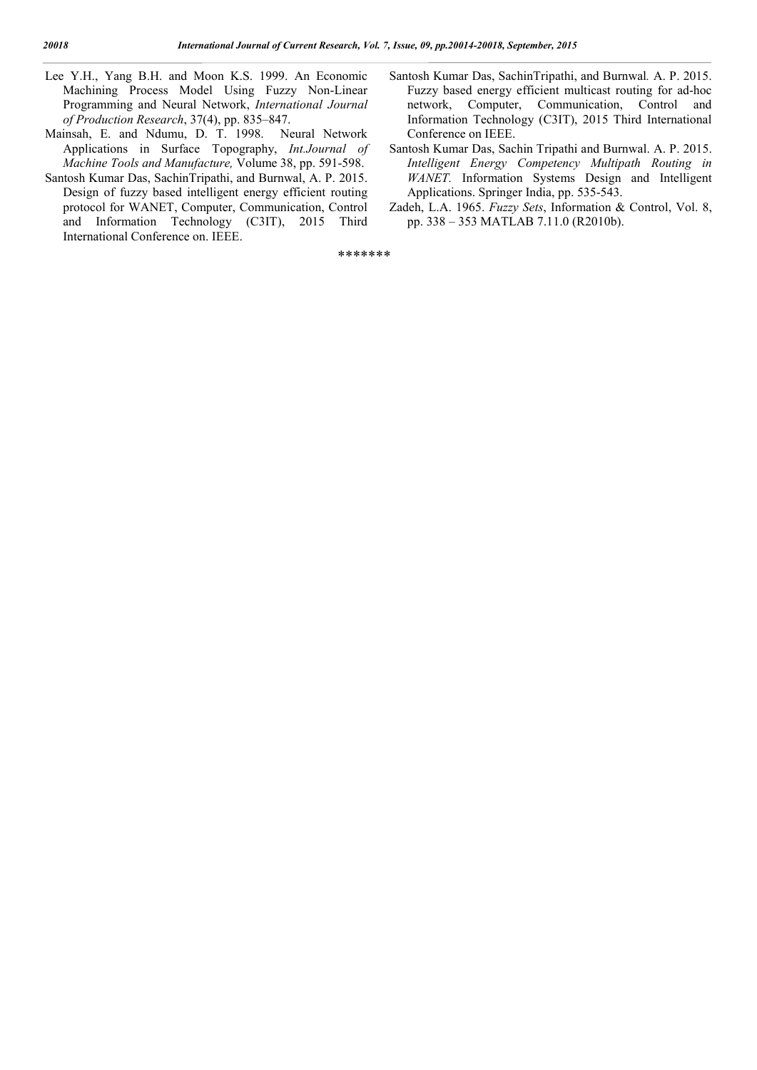Lee Y.H., Yang B.H. and Moon K.S. 1999. An Economic Machining Process Model Using Fuzzy Non-Linear Programming and Neural Network, *International Journal of Production Research*, 37(4), pp. 835–847.

Mainsah, E. and Ndumu, D. T. 1998. Neural Network Applications in Surface Topography, *Int.Journal of Machine Tools and Manufacture,* Volume 38, pp. 591-598.

Santosh Kumar Das, SachinTripathi, and Burnwal, A. P. 2015. Design of fuzzy based intelligent energy efficient routing protocol for WANET, Computer, Communication, Control and Information Technology (C3IT), 2015 Third International Conference on. IEEE.

Santosh Kumar Das, SachinTripathi, and Burnwal. A. P. 2015. Fuzzy based energy efficient multicast routing for ad-hoc network, Computer, Communication, Control and Information Technology (C3IT), 2015 Third International Conference on IEEE.

Santosh Kumar Das, Sachin Tripathi and Burnwal. A. P. 2015. *Intelligent Energy Competency Multipath Routing in WANET.* Information Systems Design and Intelligent Applications. Springer India, pp. 535-543.

Zadeh, L.A. 1965. *Fuzzy Sets*, Information & Control, Vol. 8, pp. 338 – 353 MATLAB 7.11.0 (R2010b).

\*\*\*\*\*\*\*